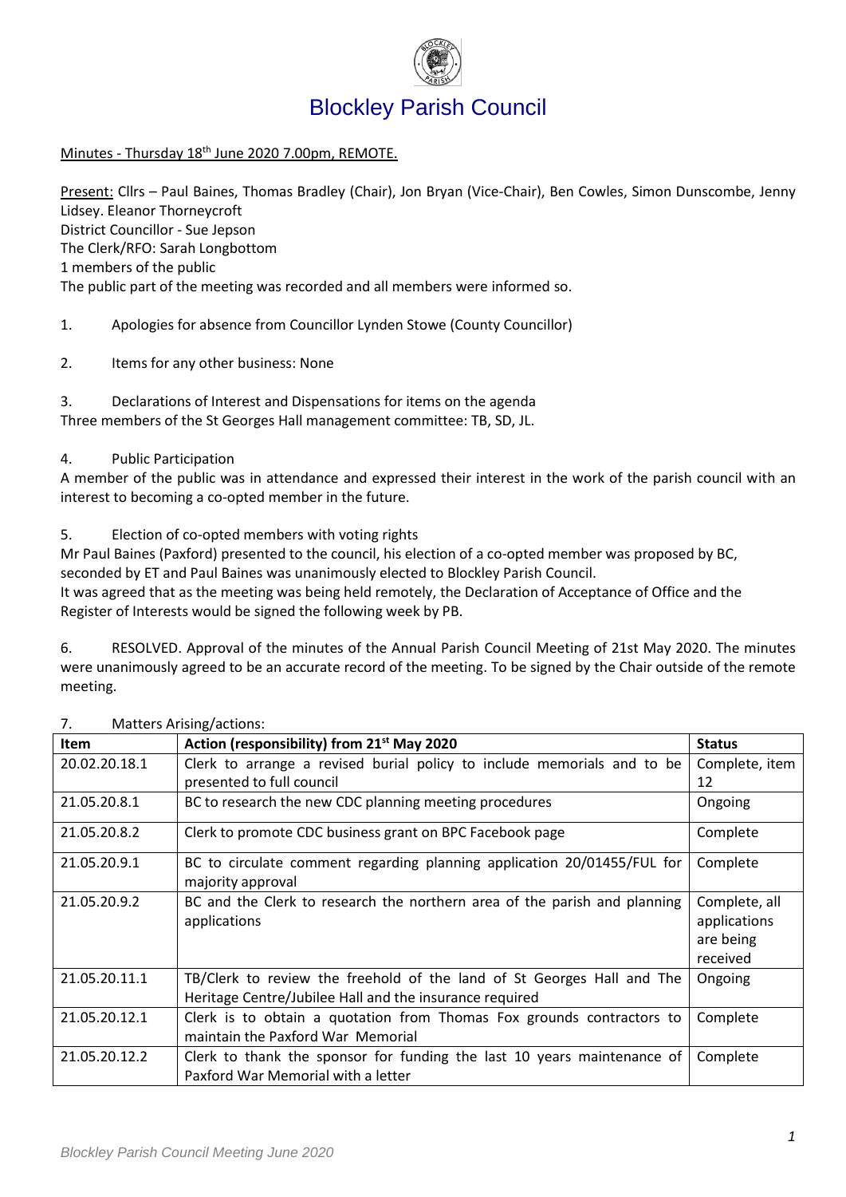# Blockley Parish Council

Minutes - Thursday 18th June 2020 7.00pm, REMOTE.

Present: Cllrs – Paul Baines, Thomas Bradley (Chair), Jon Bryan (Vice-Chair), Ben Cowles, Simon Dunscombe, Jenny Lidsey. Eleanor Thorneycroft
District Councillor - Sue Jepson
The Clerk/RFO: Sarah Longbottom
1 members of the public
The public part of the meeting was recorded and all members were informed so.

1. Apologies for absence from Councillor Lynden Stowe (County Councillor)

2. Items for any other business: None

3. Declarations of Interest and Dispensations for items on the agenda
Three members of the St Georges Hall management committee: TB, SD, JL.

4. Public Participation
A member of the public was in attendance and expressed their interest in the work of the parish council with an interest to becoming a co-opted member in the future.

5. Election of co-opted members with voting rights
Mr Paul Baines (Paxford) presented to the council, his election of a co-opted member was proposed by BC, seconded by ET and Paul Baines was unanimously elected to Blockley Parish Council.
It was agreed that as the meeting was being held remotely, the Declaration of Acceptance of Office and the Register of Interests would be signed the following week by PB.

6. RESOLVED. Approval of the minutes of the Annual Parish Council Meeting of 21st May 2020. The minutes were unanimously agreed to be an accurate record of the meeting. To be signed by the Chair outside of the remote meeting.

7. Matters Arising/actions:

| Item | Action (responsibility) from 21st May 2020 | Status |
| --- | --- | --- |
| 20.02.20.18.1 | Clerk to arrange a revised burial policy to include memorials and to be presented to full council | Complete, item 12 |
| 21.05.20.8.1 | BC to research the new CDC planning meeting procedures | Ongoing |
| 21.05.20.8.2 | Clerk to promote CDC business grant on BPC Facebook page | Complete |
| 21.05.20.9.1 | BC to circulate comment regarding planning application 20/01455/FUL for majority approval | Complete |
| 21.05.20.9.2 | BC and the Clerk to research the northern area of the parish and planning applications | Complete, all applications are being received |
| 21.05.20.11.1 | TB/Clerk to review the freehold of the land of St Georges Hall and The Heritage Centre/Jubilee Hall and the insurance required | Ongoing |
| 21.05.20.12.1 | Clerk is to obtain a quotation from Thomas Fox grounds contractors to maintain the Paxford War Memorial | Complete |
| 21.05.20.12.2 | Clerk to thank the sponsor for funding the last 10 years maintenance of Paxford War Memorial with a letter | Complete |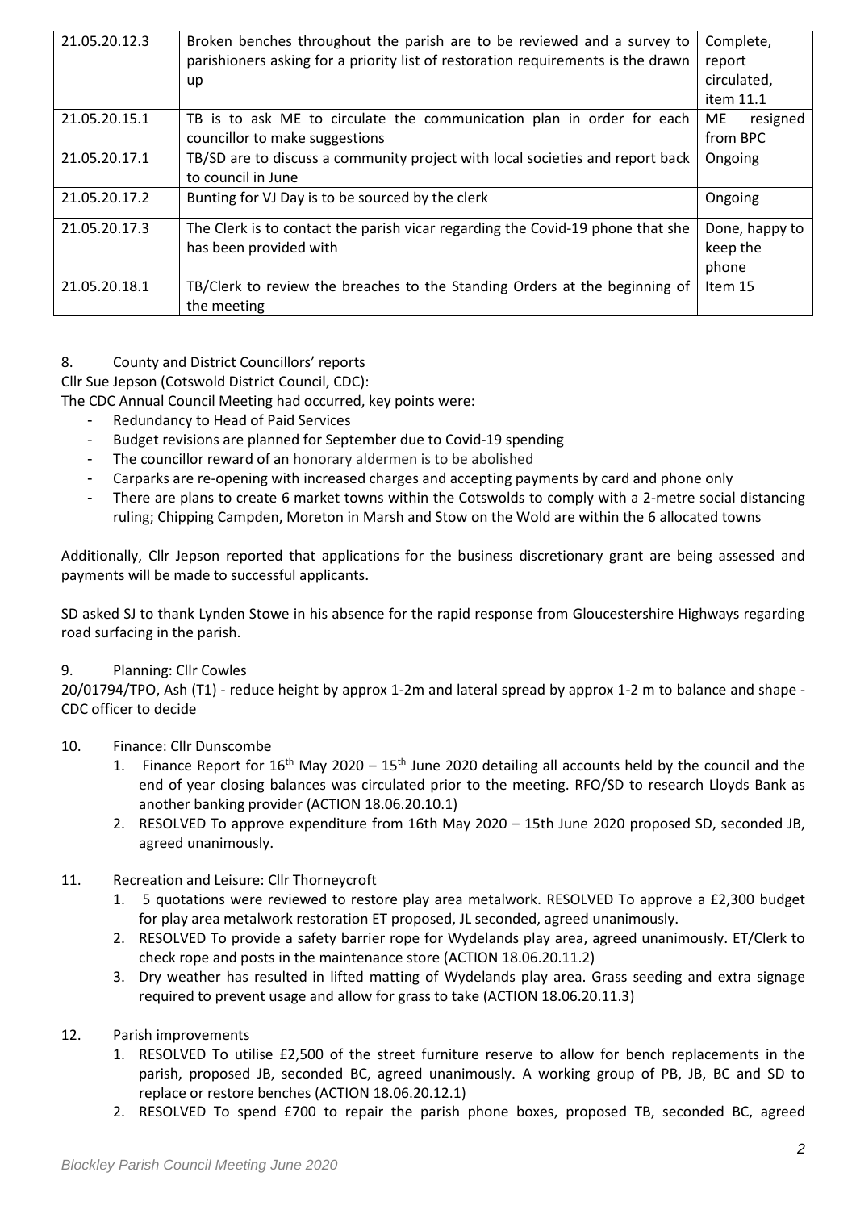| 21.05.20.12.3 | Broken benches throughout the parish are to be reviewed and a survey to parishioners asking for a priority list of restoration requirements is the drawn up | Complete, report circulated, item 11.1 |
|---|---|---|
| 21.05.20.15.1 | TB is to ask ME to circulate the communication plan in order for each councillor to make suggestions | ME resigned from BPC |
| 21.05.20.17.1 | TB/SD are to discuss a community project with local societies and report back to council in June | Ongoing |
| 21.05.20.17.2 | Bunting for VJ Day is to be sourced by the clerk | Ongoing |
| 21.05.20.17.3 | The Clerk is to contact the parish vicar regarding the Covid-19 phone that she has been provided with | Done, happy to keep the phone |
| 21.05.20.18.1 | TB/Clerk to review the breaches to the Standing Orders at the beginning of the meeting | Item 15 |

8. County and District Councillors' reports

Cllr Sue Jepson (Cotswold District Council, CDC):

The CDC Annual Council Meeting had occurred, key points were:

- Redundancy to Head of Paid Services
- Budget revisions are planned for September due to Covid-19 spending
- The councillor reward of an honorary aldermen is to be abolished
- Carparks are re-opening with increased charges and accepting payments by card and phone only
- There are plans to create 6 market towns within the Cotswolds to comply with a 2-metre social distancing ruling; Chipping Campden, Moreton in Marsh and Stow on the Wold are within the 6 allocated towns

Additionally, Cllr Jepson reported that applications for the business discretionary grant are being assessed and payments will be made to successful applicants.

SD asked SJ to thank Lynden Stowe in his absence for the rapid response from Gloucestershire Highways regarding road surfacing in the parish.

9. Planning: Cllr Cowles

20/01794/TPO, Ash (T1) - reduce height by approx 1-2m and lateral spread by approx 1-2 m to balance and shape - CDC officer to decide

10. Finance: Cllr Dunscombe
    1. Finance Report for 16th May 2020 – 15th June 2020 detailing all accounts held by the council and the end of year closing balances was circulated prior to the meeting. RFO/SD to research Lloyds Bank as another banking provider (ACTION 18.06.20.10.1)
    2. RESOLVED To approve expenditure from 16th May 2020 – 15th June 2020 proposed SD, seconded JB, agreed unanimously.

11. Recreation and Leisure: Cllr Thorneycroft
    1. 5 quotations were reviewed to restore play area metalwork. RESOLVED To approve a £2,300 budget for play area metalwork restoration ET proposed, JL seconded, agreed unanimously.
    2. RESOLVED To provide a safety barrier rope for Wydelands play area, agreed unanimously. ET/Clerk to check rope and posts in the maintenance store (ACTION 18.06.20.11.2)
    3. Dry weather has resulted in lifted matting of Wydelands play area. Grass seeding and extra signage required to prevent usage and allow for grass to take (ACTION 18.06.20.11.3)

12. Parish improvements
    1. RESOLVED To utilise £2,500 of the street furniture reserve to allow for bench replacements in the parish, proposed JB, seconded BC, agreed unanimously. A working group of PB, JB, BC and SD to replace or restore benches (ACTION 18.06.20.12.1)
    2. RESOLVED To spend £700 to repair the parish phone boxes, proposed TB, seconded BC, agreed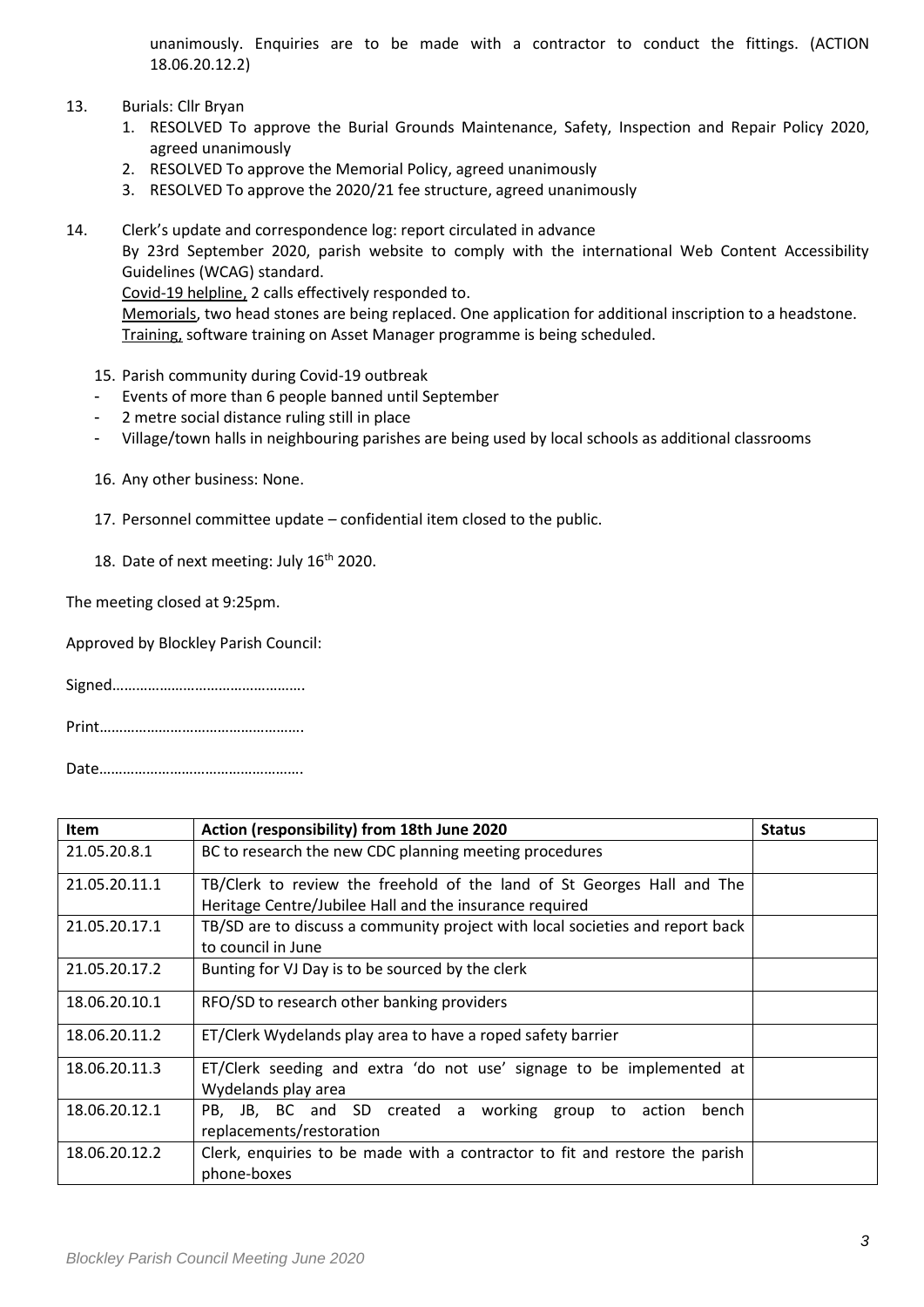unanimously. Enquiries are to be made with a contractor to conduct the fittings. (ACTION 18.06.20.12.2)

13. Burials: Cllr Bryan
    1. RESOLVED To approve the Burial Grounds Maintenance, Safety, Inspection and Repair Policy 2020, agreed unanimously
    2. RESOLVED To approve the Memorial Policy, agreed unanimously
    3. RESOLVED To approve the 2020/21 fee structure, agreed unanimously

14. Clerk's update and correspondence log: report circulated in advance
    By 23rd September 2020, parish website to comply with the international Web Content Accessibility Guidelines (WCAG) standard.
    Covid-19 helpline, 2 calls effectively responded to.
    Memorials, two head stones are being replaced. One application for additional inscription to a headstone.
    Training, software training on Asset Manager programme is being scheduled.

15. Parish community during Covid-19 outbreak
    - Events of more than 6 people banned until September
    - 2 metre social distance ruling still in place
    - Village/town halls in neighbouring parishes are being used by local schools as additional classrooms

16. Any other business: None.

17. Personnel committee update – confidential item closed to the public.

18. Date of next meeting: July 16th 2020.

The meeting closed at 9:25pm.

Approved by Blockley Parish Council:

Signed………………………………………….

Print…………………………………………….

Date…………………………………………….

| Item | Action (responsibility) from 18th June 2020 | Status |
|---|---|---|
| 21.05.20.8.1 | BC to research the new CDC planning meeting procedures | |
| 21.05.20.11.1 | TB/Clerk to review the freehold of the land of St Georges Hall and The Heritage Centre/Jubilee Hall and the insurance required | |
| 21.05.20.17.1 | TB/SD are to discuss a community project with local societies and report back to council in June | |
| 21.05.20.17.2 | Bunting for VJ Day is to be sourced by the clerk | |
| 18.06.20.10.1 | RFO/SD to research other banking providers | |
| 18.06.20.11.2 | ET/Clerk Wydelands play area to have a roped safety barrier | |
| 18.06.20.11.3 | ET/Clerk seeding and extra 'do not use' signage to be implemented at Wydelands play area | |
| 18.06.20.12.1 | PB, JB, BC and SD created a working group to action bench replacements/restoration | |
| 18.06.20.12.2 | Clerk, enquiries to be made with a contractor to fit and restore the parish phone-boxes | |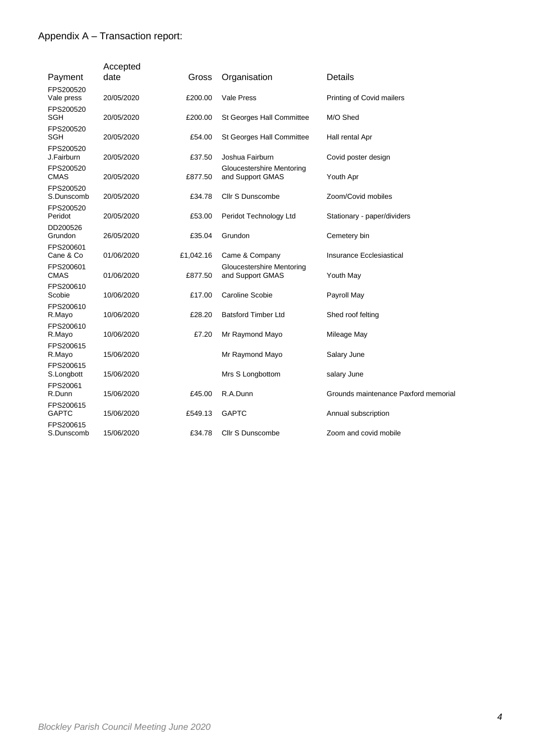Appendix A – Transaction report:

| Payment | Accepted date | Gross | Organisation | Details |
|---|---|---|---|---|
| FPS200520 Vale press | 20/05/2020 | £200.00 | Vale Press | Printing of Covid mailers |
| FPS200520 SGH | 20/05/2020 | £200.00 | St Georges Hall Committee | M/O Shed |
| FPS200520 SGH | 20/05/2020 | £54.00 | St Georges Hall Committee | Hall rental Apr |
| FPS200520 J.Fairburn | 20/05/2020 | £37.50 | Joshua Fairburn | Covid poster design |
| FPS200520 CMAS | 20/05/2020 | £877.50 | Gloucestershire Mentoring and Support GMAS | Youth Apr |
| FPS200520 S.Dunscomb | 20/05/2020 | £34.78 | Cllr S Dunscombe | Zoom/Covid mobiles |
| FPS200520 Peridot | 20/05/2020 | £53.00 | Peridot Technology Ltd | Stationary - paper/dividers |
| DD200526 Grundon | 26/05/2020 | £35.04 | Grundon | Cemetery bin |
| FPS200601 Cane & Co | 01/06/2020 | £1,042.16 | Came & Company | Insurance Ecclesiastical |
| FPS200601 CMAS | 01/06/2020 | £877.50 | Gloucestershire Mentoring and Support GMAS | Youth May |
| FPS200610 Scobie | 10/06/2020 | £17.00 | Caroline Scobie | Payroll May |
| FPS200610 R.Mayo | 10/06/2020 | £28.20 | Batsford Timber Ltd | Shed roof felting |
| FPS200610 R.Mayo | 10/06/2020 | £7.20 | Mr Raymond Mayo | Mileage May |
| FPS200615 R.Mayo | 15/06/2020 | | Mr Raymond Mayo | Salary June |
| FPS200615 S.Longbott | 15/06/2020 | | Mrs S Longbottom | salary June |
| FPS20061 R.Dunn | 15/06/2020 | £45.00 | R.A.Dunn | Grounds maintenance Paxford memorial |
| FPS200615 GAPTC | 15/06/2020 | £549.13 | GAPTC | Annual subscription |
| FPS200615 S.Dunscomb | 15/06/2020 | £34.78 | Cllr S Dunscombe | Zoom and covid mobile |